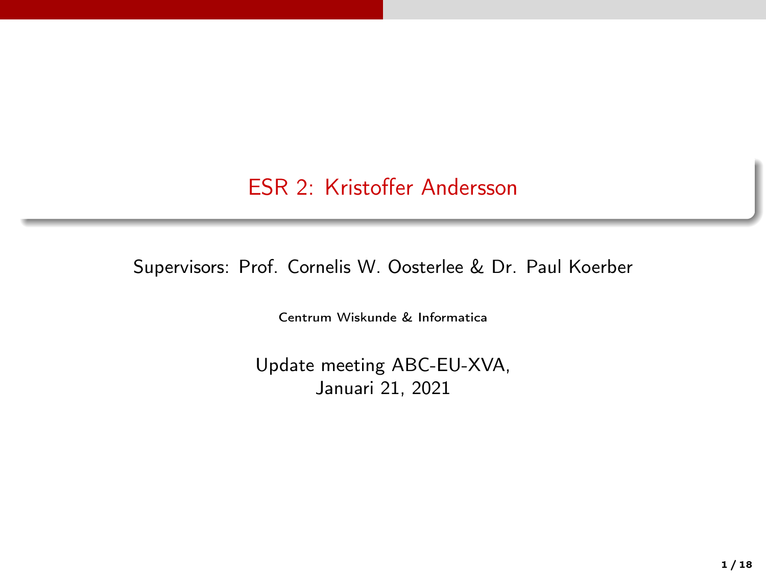# ESR 2: Kristoffer Andersson

Supervisors: Prof. Cornelis W. Oosterlee & Dr. Paul Koerber

Centrum Wiskunde & Informatica

Update meeting ABC-EU-XVA,
Januari 21, 2021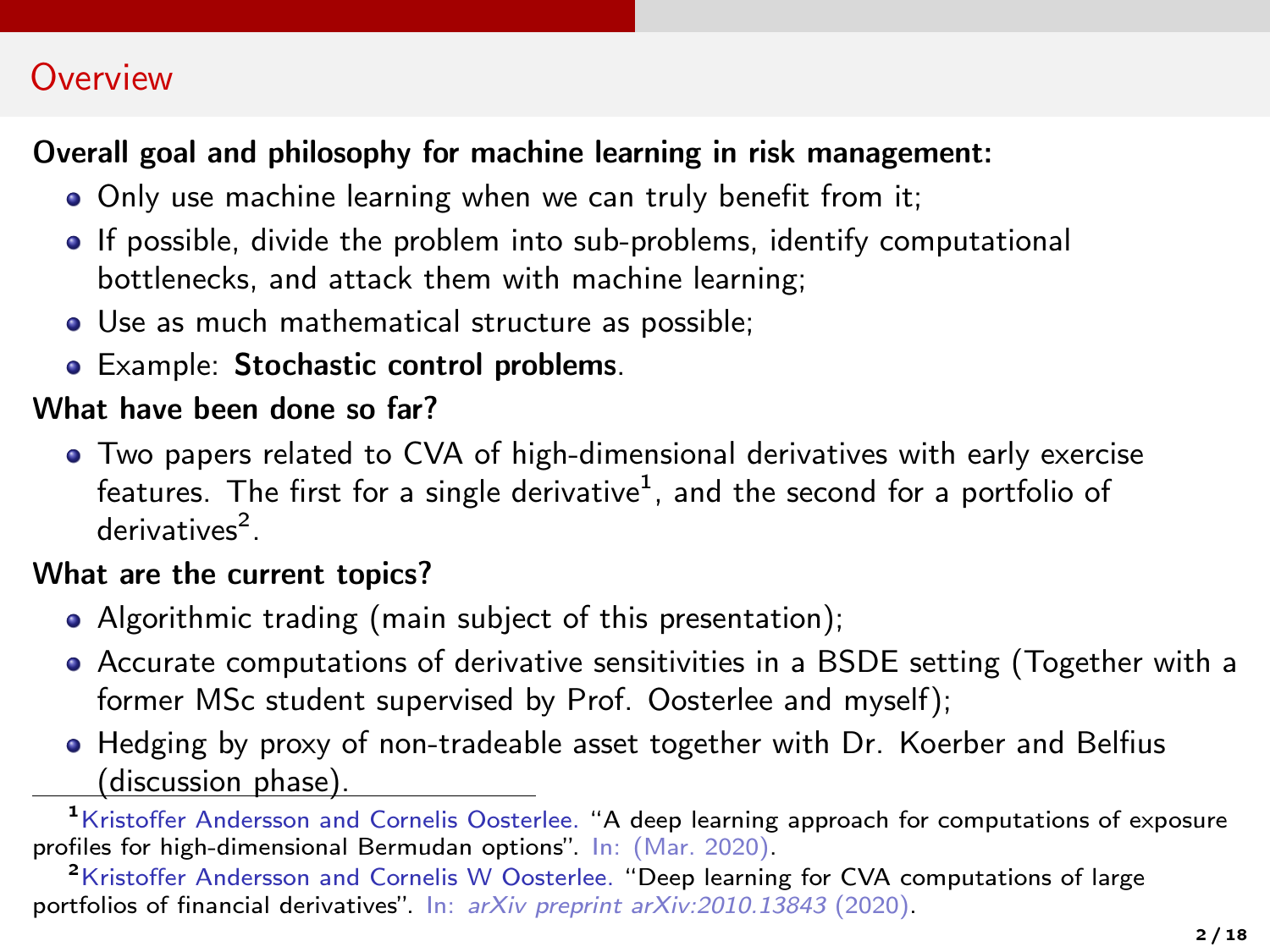## Overview

**Overall goal and philosophy for machine learning in risk management:**

- Only use machine learning when we can truly benefit from it;
- If possible, divide the problem into sub-problems, identify computational bottlenecks, and attack them with machine learning;
- Use as much mathematical structure as possible;
- Example: **Stochastic control problems**.

**What have been done so far?**

- Two papers related to CVA of high-dimensional derivatives with early exercise features. The first for a single derivative[1], and the second for a portfolio of derivatives[2].

**What are the current topics?**

- Algorithmic trading (main subject of this presentation);
- Accurate computations of derivative sensitivities in a BSDE setting (Together with a former MSc student supervised by Prof. Oosterlee and myself);
- Hedging by proxy of non-tradeable asset together with Dr. Koerber and Belfius (discussion phase).

---

[1] Kristoffer Andersson and Cornelis Oosterlee. "A deep learning approach for computations of exposure profiles for high-dimensional Bermudan options". In: (Mar. 2020).

[2] Kristoffer Andersson and Cornelis W Oosterlee. "Deep learning for CVA computations of large portfolios of financial derivatives". In: *arXiv preprint arXiv:2010.13843* (2020).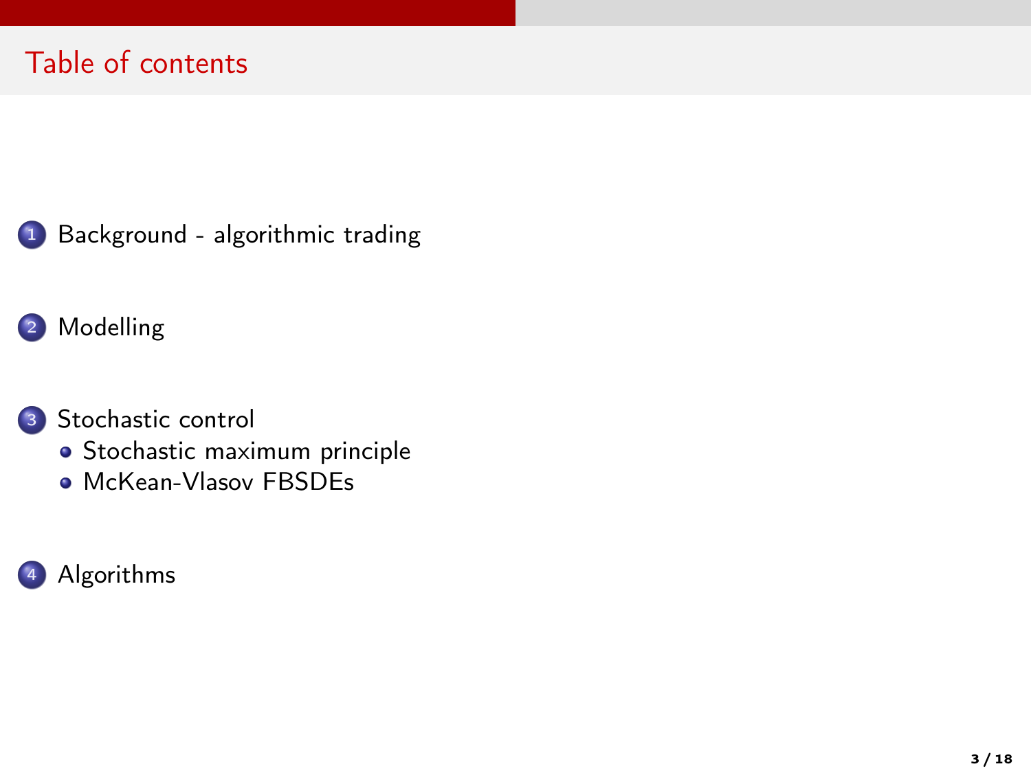# Table of contents

1. Background - algorithmic trading
2. Modelling
3. Stochastic control
   - Stochastic maximum principle
   - McKean-Vlasov FBSDEs
4. Algorithms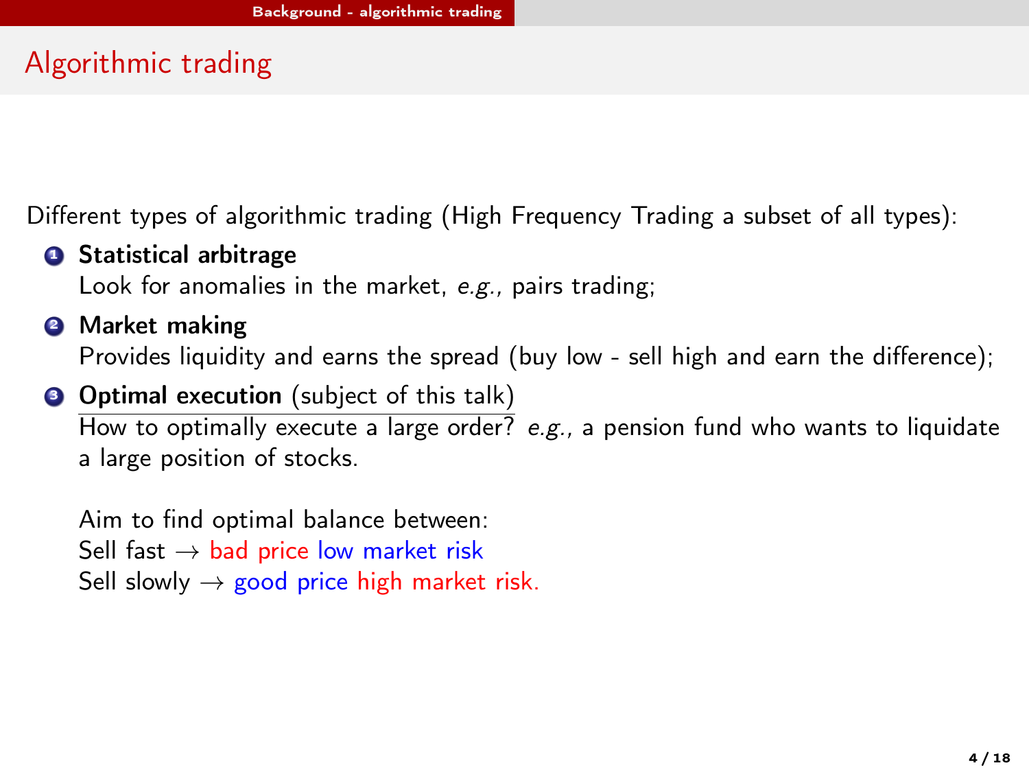# Algorithmic trading

Different types of algorithmic trading (High Frequency Trading a subset of all types):

1. **Statistical arbitrage**
   Look for anomalies in the market, *e.g.*, pairs trading;
2. **Market making**
   Provides liquidity and earns the spread (buy low - sell high and earn the difference);
3. **Optimal execution** (subject of this talk)
   How to optimally execute a large order? *e.g.*, a pension fund who wants to liquidate a large position of stocks.

   Aim to find optimal balance between:
   Sell fast $\rightarrow$ bad price low market risk
   Sell slowly $\rightarrow$ good price high market risk.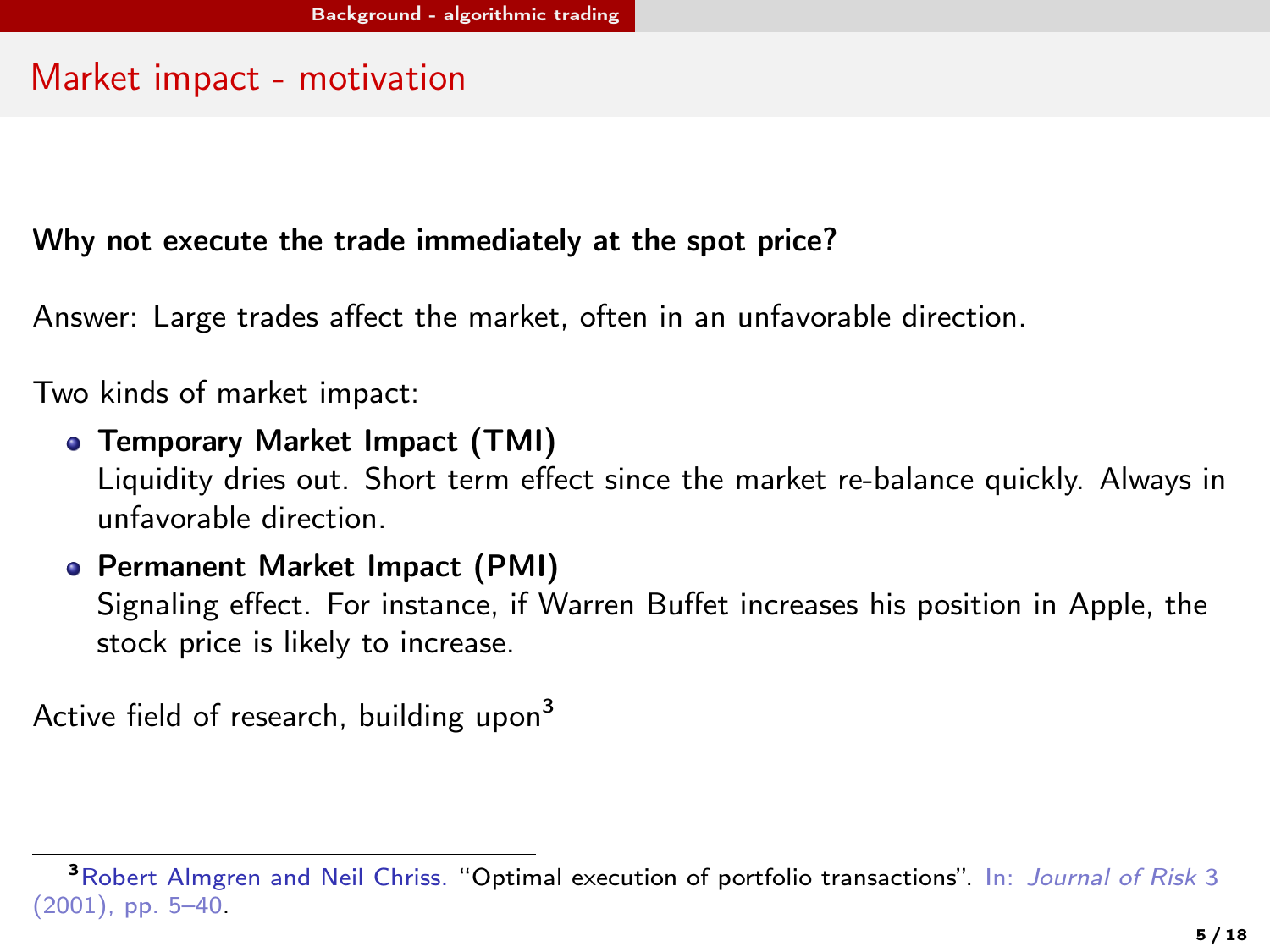# Market impact - motivation

**Why not execute the trade immediately at the spot price?**

Answer: Large trades affect the market, often in an unfavorable direction.

Two kinds of market impact:

- **Temporary Market Impact (TMI)**
  Liquidity dries out. Short term effect since the market re-balance quickly. Always in unfavorable direction.
- **Permanent Market Impact (PMI)**
  Signaling effect. For instance, if Warren Buffet increases his position in Apple, the stock price is likely to increase.

Active field of research, building upon[3]

[3] Robert Almgren and Neil Chriss. "Optimal execution of portfolio transactions". In: *Journal of Risk* 3 (2001), pp. 5–40.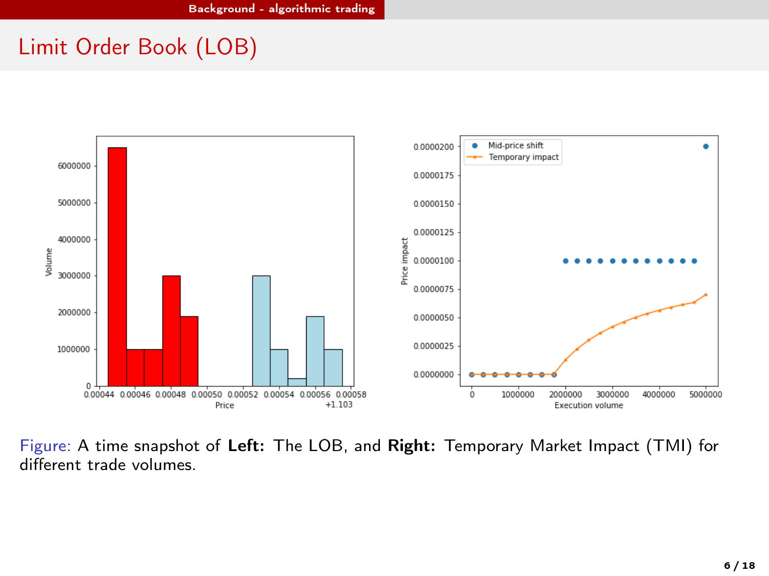# Limit Order Book (LOB)

Figure: A time snapshot of **Left:** The LOB, and **Right:** Temporary Market Impact (TMI) for different trade volumes.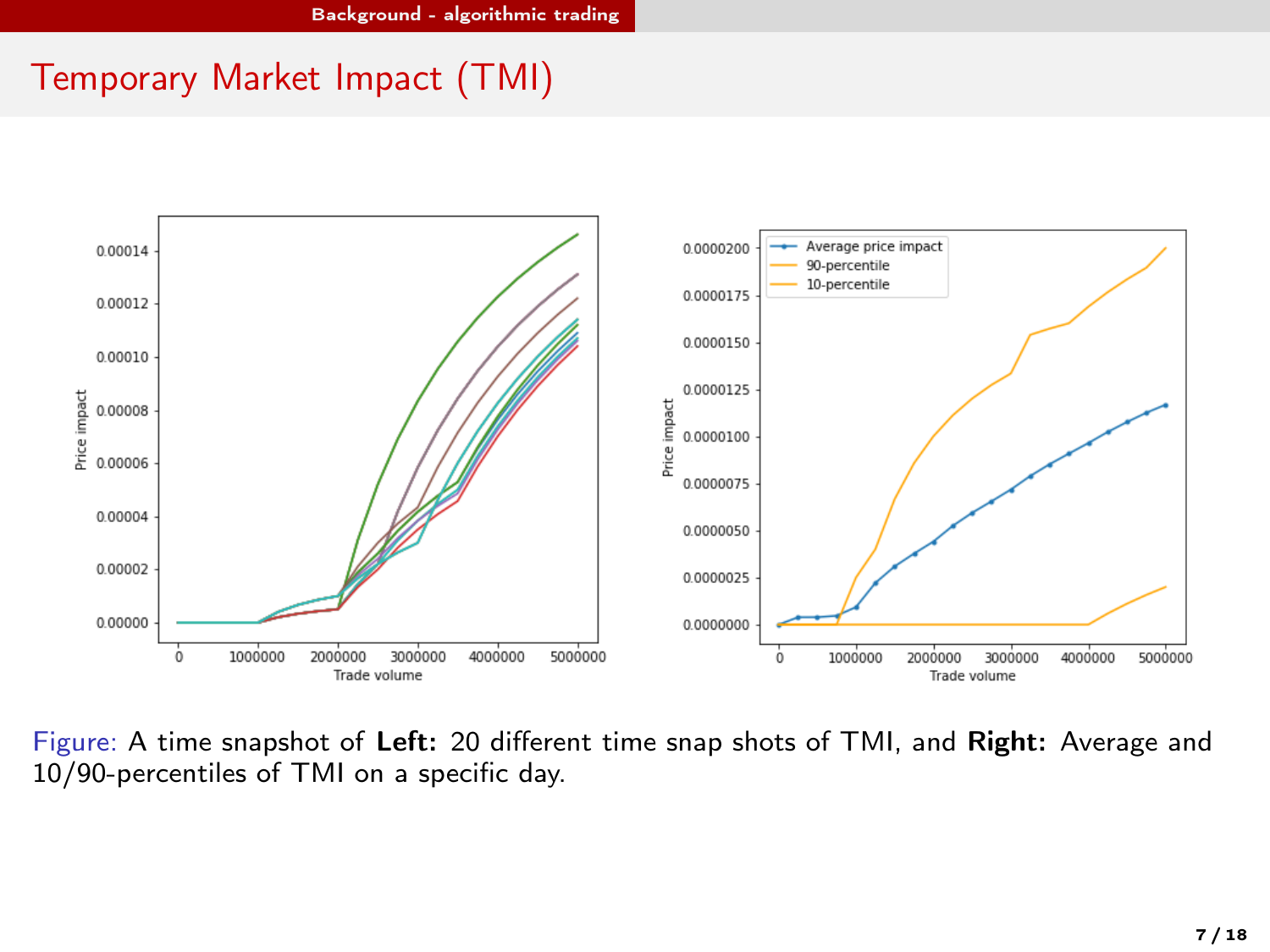# Temporary Market Impact (TMI)

Figure: A time snapshot of **Left:** 20 different time snap shots of TMI, and **Right:** Average and 10/90-percentiles of TMI on a specific day.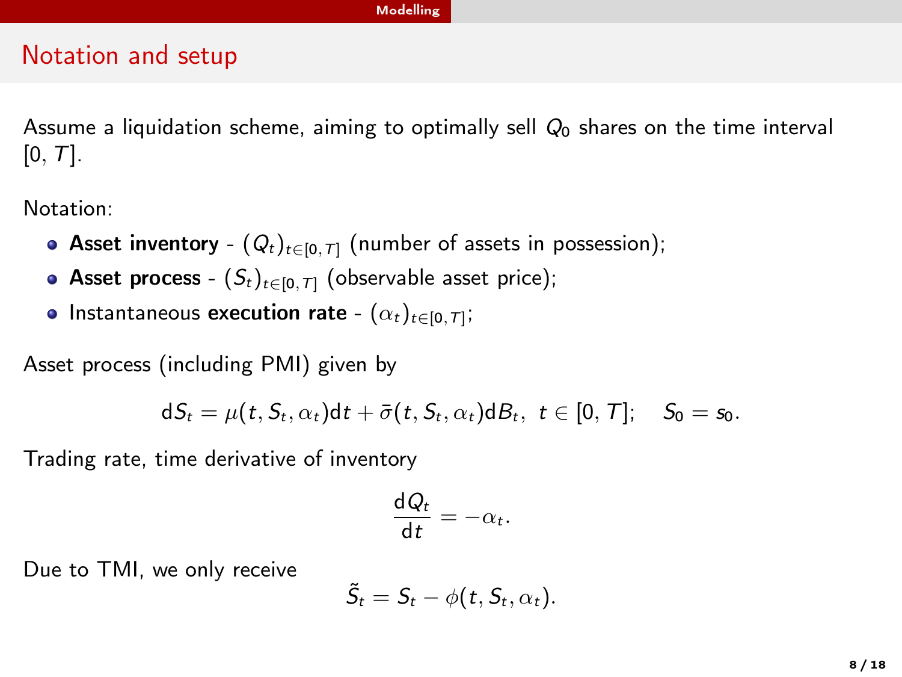## Notation and setup

Assume a liquidation scheme, aiming to optimally sell $Q_0$ shares on the time interval $[0, T]$.

Notation:

- **Asset inventory** - $(Q_t)_{t \in [0,T]}$ (number of assets in possession);
- **Asset process** - $(S_t)_{t \in [0,T]}$ (observable asset price);
- Instantaneous **execution rate** - $(\alpha_t)_{t \in [0,T]}$;

Asset process (including PMI) given by

$$\mathrm{d}S_t = \mu(t, S_t, \alpha_t)\mathrm{d}t + \bar{\sigma}(t, S_t, \alpha_t)\mathrm{d}B_t, \ t \in [0, T]; \quad S_0 = s_0.$$

Trading rate, time derivative of inventory

$$\frac{\mathrm{d}Q_t}{\mathrm{d}t} = -\alpha_t.$$

Due to TMI, we only receive

$$\tilde{S}_t = S_t - \phi(t, S_t, \alpha_t).$$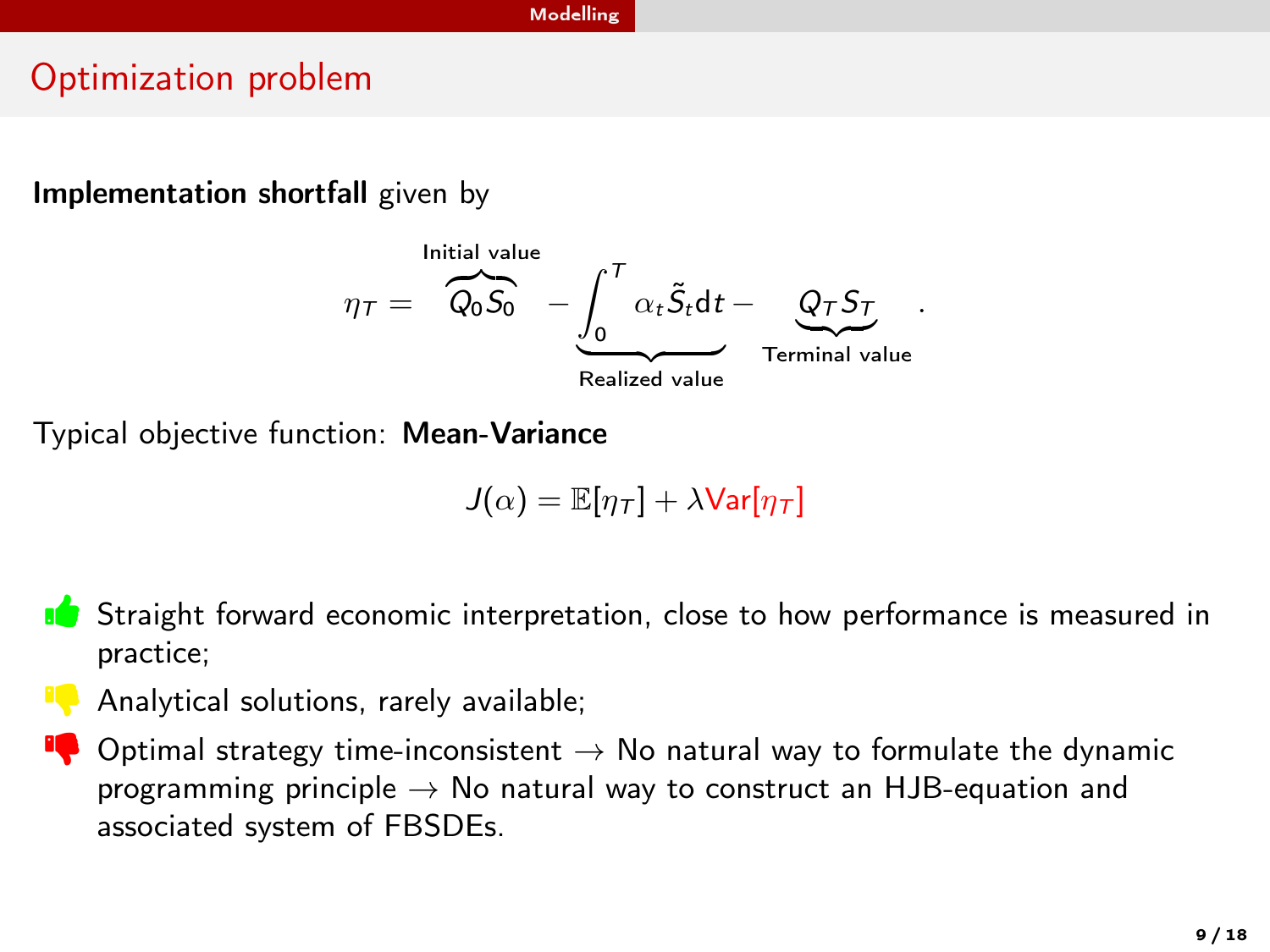## Optimization problem

**Implementation shortfall** given by

$$\eta_T = \overbrace{Q_0 S_0}^{\text{Initial value}} - \underbrace{\int_0^T \alpha_t \tilde{S}_t \mathrm{d}t}_{\text{Realized value}} - \underbrace{Q_T S_T}_{\text{Terminal value}} .$$

Typical objective function: **Mean-Variance**

$$J(\alpha) = \mathbb{E}[\eta_T] + \lambda \mathrm{Var}[\eta_T]$$

- Straight forward economic interpretation, close to how performance is measured in practice;
- Analytical solutions, rarely available;
- Optimal strategy time-inconsistent → No natural way to formulate the dynamic programming principle → No natural way to construct an HJB-equation and associated system of FBSDEs.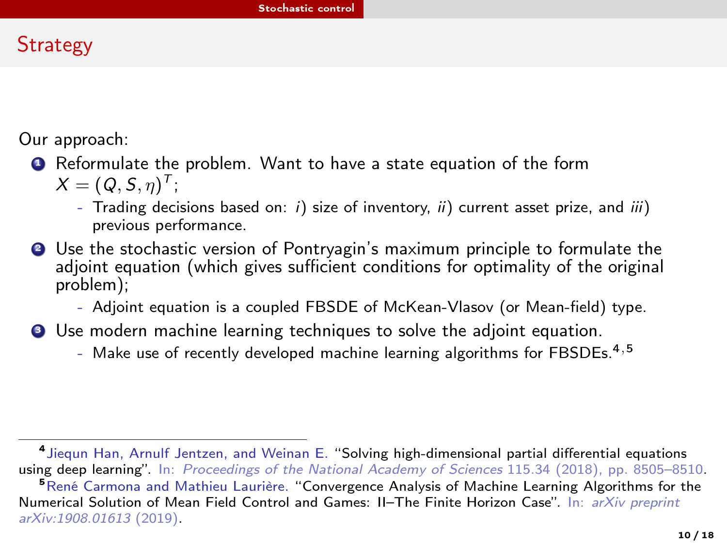## Strategy

Our approach:

1. Reformulate the problem. Want to have a state equation of the form $X = (Q, S, \eta)^T$;
   - Trading decisions based on: *i*) size of inventory, *ii*) current asset prize, and *iii*) previous performance.
2. Use the stochastic version of Pontryagin's maximum principle to formulate the adjoint equation (which gives sufficient conditions for optimality of the original problem);
   - Adjoint equation is a coupled FBSDE of McKean-Vlasov (or Mean-field) type.
3. Use modern machine learning techniques to solve the adjoint equation.
   - Make use of recently developed machine learning algorithms for FBSDEs.[4,5]

---

[4] Jiequn Han, Arnulf Jentzen, and Weinan E. "Solving high-dimensional partial differential equations using deep learning". In: *Proceedings of the National Academy of Sciences* 115.34 (2018), pp. 8505–8510.

[5] René Carmona and Mathieu Laurière. "Convergence Analysis of Machine Learning Algorithms for the Numerical Solution of Mean Field Control and Games: II–The Finite Horizon Case". In: *arXiv preprint arXiv:1908.01613* (2019).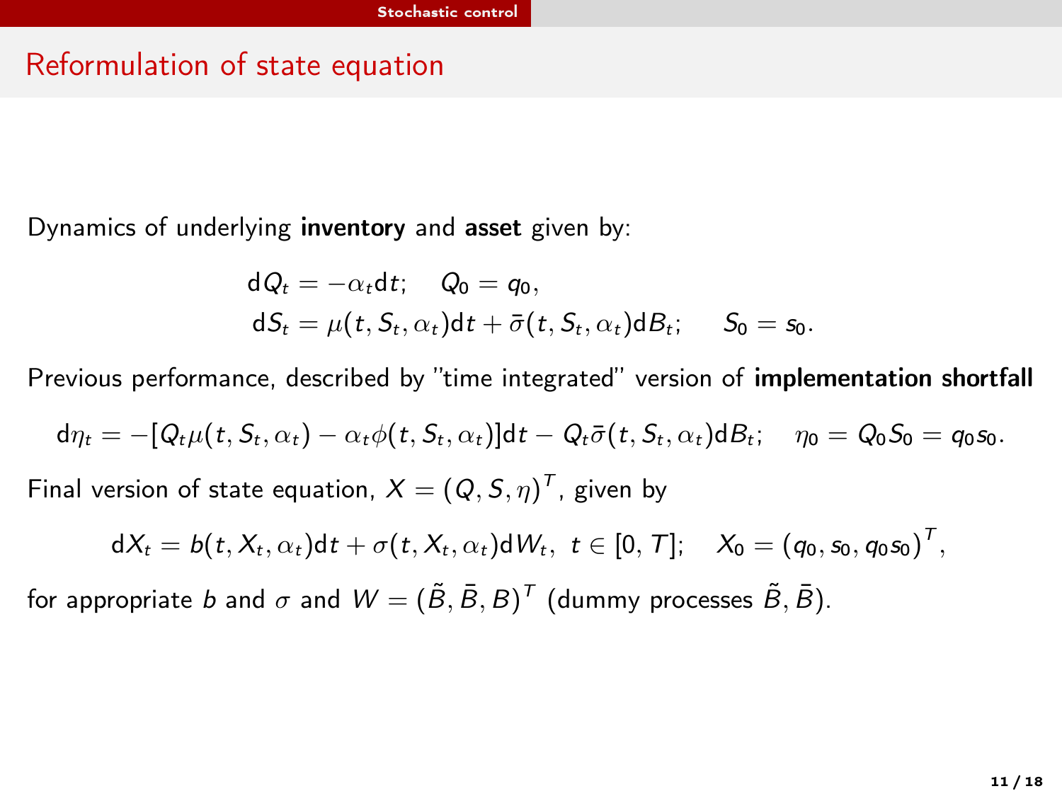## Reformulation of state equation

Dynamics of underlying **inventory** and **asset** given by:

$$
\begin{aligned}
\mathrm{d}Q_t &= -\alpha_t \mathrm{d}t; \quad Q_0 = q_0, \\
\mathrm{d}S_t &= \mu(t, S_t, \alpha_t)\mathrm{d}t + \bar{\sigma}(t, S_t, \alpha_t)\mathrm{d}B_t; \quad S_0 = s_0.
\end{aligned}
$$

Previous performance, described by "time integrated" version of **implementation shortfall**

$$
\mathrm{d}\eta_t = -[Q_t\mu(t, S_t, \alpha_t) - \alpha_t\phi(t, S_t, \alpha_t)]\mathrm{d}t - Q_t\bar{\sigma}(t, S_t, \alpha_t)\mathrm{d}B_t; \quad \eta_0 = Q_0 S_0 = q_0 s_0.
$$

Final version of state equation, $X = (Q, S, \eta)^T$, given by

$$
\mathrm{d}X_t = b(t, X_t, \alpha_t)\mathrm{d}t + \sigma(t, X_t, \alpha_t)\mathrm{d}W_t, \ t \in [0, T]; \quad X_0 = (q_0, s_0, q_0 s_0)^T,
$$

for appropriate $b$ and $\sigma$ and $W = (\tilde{B}, \bar{B}, B)^T$ (dummy processes $\tilde{B}, \bar{B}$).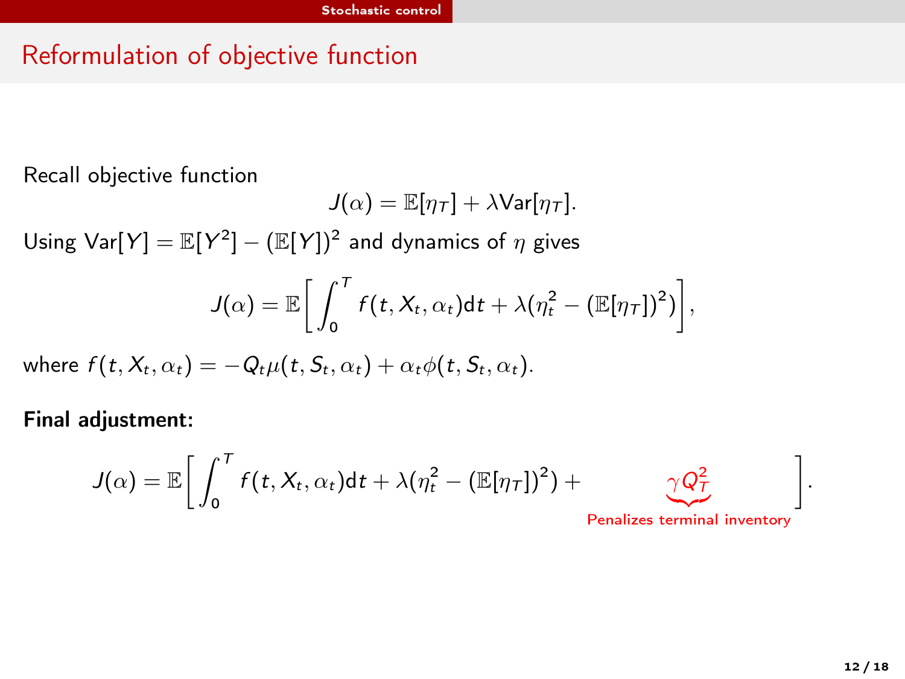# Reformulation of objective function

Recall objective function

$$J(\alpha) = \mathbb{E}[\eta_T] + \lambda \text{Var}[\eta_T].$$

Using $\text{Var}[Y] = \mathbb{E}[Y^2] - (\mathbb{E}[Y])^2$ and dynamics of $\eta$ gives

$$J(\alpha) = \mathbb{E}\bigg[ \int_0^T f(t, X_t, \alpha_t)\mathrm{d}t + \lambda(\eta_t^2 - (\mathbb{E}[\eta_T])^2) \bigg],$$

where $f(t, X_t, \alpha_t) = -Q_t \mu(t, S_t, \alpha_t) + \alpha_t \phi(t, S_t, \alpha_t)$.

**Final adjustment:**

$$J(\alpha) = \mathbb{E}\bigg[ \int_0^T f(t, X_t, \alpha_t)\mathrm{d}t + \lambda(\eta_t^2 - (\mathbb{E}[\eta_T])^2) + \underbrace{\gamma Q_T^2}_{\text{Penalizes terminal inventory}} \bigg].$$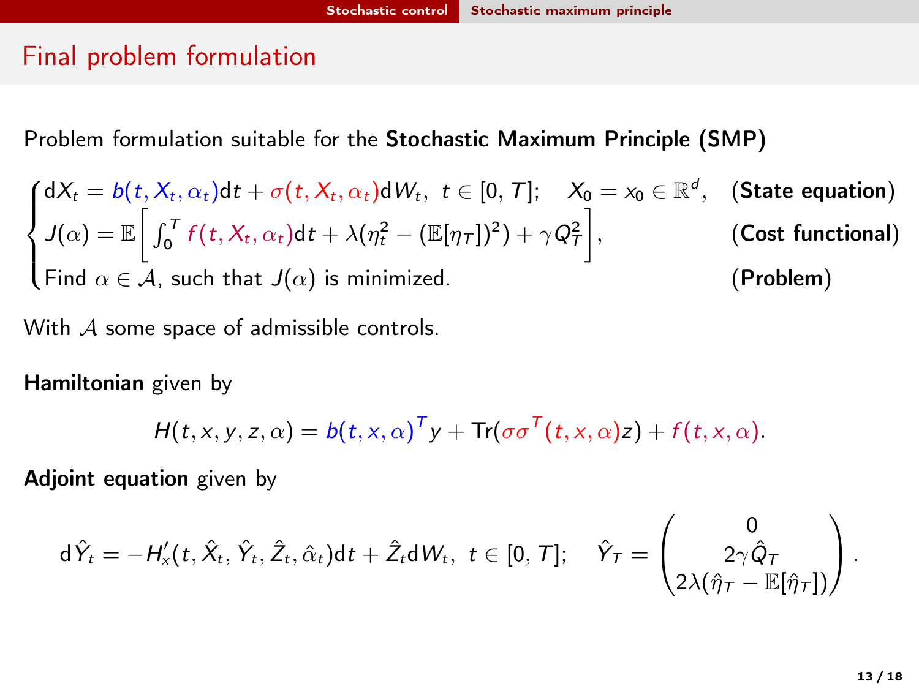# Final problem formulation

Problem formulation suitable for the **Stochastic Maximum Principle (SMP)**

$$
\begin{cases}
\mathrm{d}X_t = b(t, X_t, \alpha_t)\mathrm{d}t + \sigma(t, X_t, \alpha_t)\mathrm{d}W_t, \ t \in [0, T]; \quad X_0 = x_0 \in \mathbb{R}^d, & \textbf{(State equation)} \\
J(\alpha) = \mathbb{E}\left[ \int_0^T f(t, X_t, \alpha_t)\mathrm{d}t + \lambda(\eta_t^2 - (\mathbb{E}[\eta_T])^2) + \gamma Q_T^2 \right], & \textbf{(Cost functional)} \\
\text{Find } \alpha \in \mathcal{A}, \text{ such that } J(\alpha) \text{ is minimized.} & \textbf{(Problem)}
\end{cases}
$$

With $\mathcal{A}$ some space of admissible controls.

**Hamiltonian** given by

$$
H(t, x, y, z, \alpha) = b(t, x, \alpha)^T y + \mathrm{Tr}(\sigma\sigma^T(t, x, \alpha) z) + f(t, x, \alpha).
$$

**Adjoint equation** given by

$$
\mathrm{d}\hat{Y}_t = -H_x'(t, \hat{X}_t, \hat{Y}_t, \hat{Z}_t, \hat{\alpha}_t)\mathrm{d}t + \hat{Z}_t \mathrm{d}W_t, \ t \in [0, T]; \quad \hat{Y}_T = \begin{pmatrix} 0 \\ 2\gamma \hat{Q}_T \\ 2\lambda(\hat{\eta}_T - \mathbb{E}[\hat{\eta}_T]) \end{pmatrix}.
$$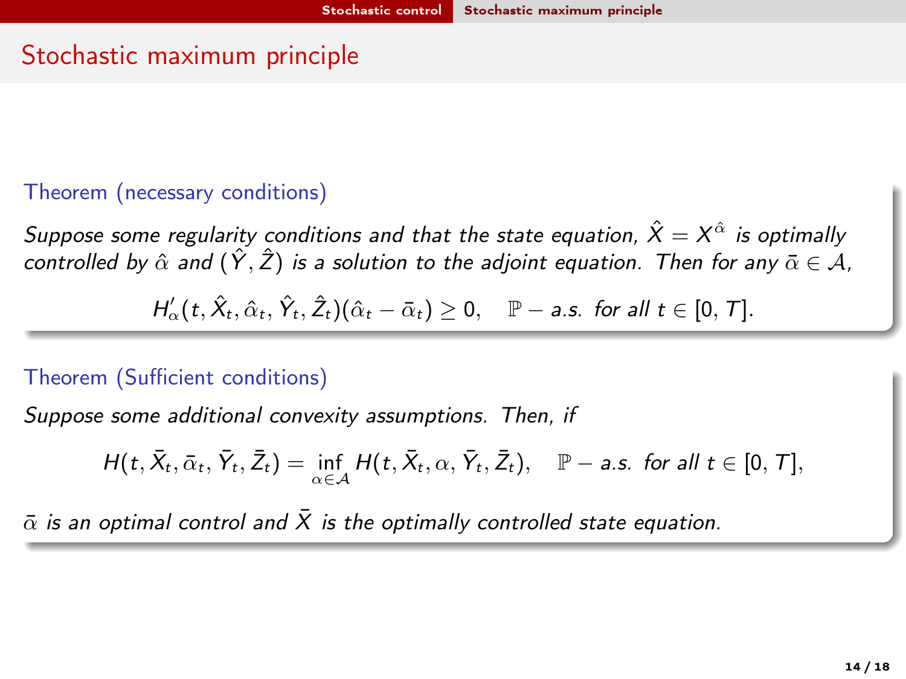# Stochastic maximum principle

**Theorem (necessary conditions)**

*Suppose some regularity conditions and that the state equation, $\hat{X} = X^{\hat{\alpha}}$ is optimally controlled by $\hat{\alpha}$ and $(\hat{Y}, \hat{Z})$ is a solution to the adjoint equation. Then for any $\bar{\alpha} \in \mathcal{A}$,*

$$H'_\alpha(t, \hat{X}_t, \hat{\alpha}_t, \hat{Y}_t, \hat{Z}_t)(\hat{\alpha}_t - \bar{\alpha}_t) \geq 0, \quad \mathbb{P} - a.s. \text{ for all } t \in [0, T].$$

**Theorem (Sufficient conditions)**

*Suppose some additional convexity assumptions. Then, if*

$$H(t, \bar{X}_t, \bar{\alpha}_t, \bar{Y}_t, \bar{Z}_t) = \inf_{\alpha \in \mathcal{A}} H(t, \bar{X}_t, \alpha, \bar{Y}_t, \bar{Z}_t), \quad \mathbb{P} - a.s. \text{ for all } t \in [0, T],$$

*$\bar{\alpha}$ is an optimal control and $\bar{X}$ is the optimally controlled state equation.*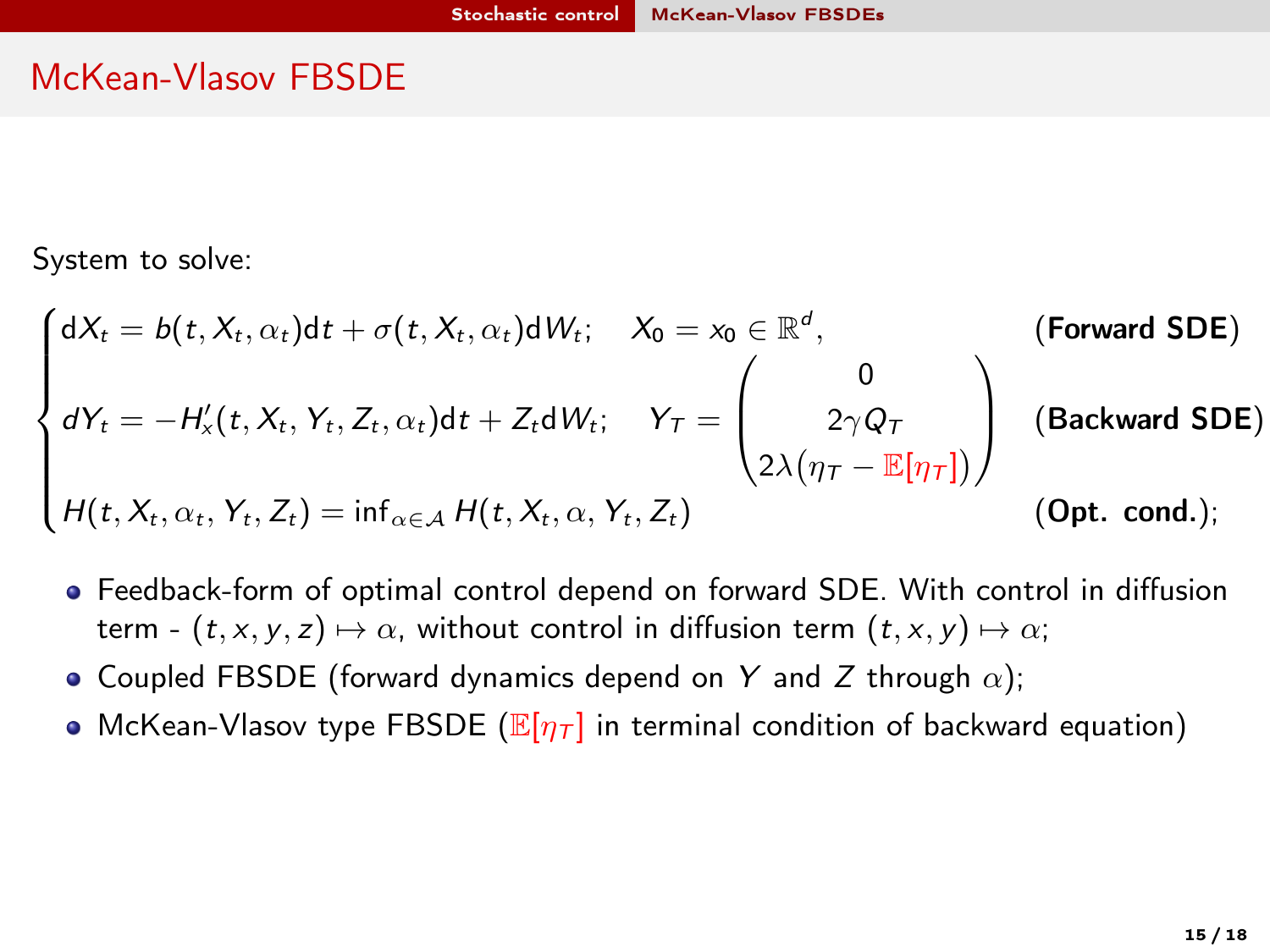# McKean-Vlasov FBSDE

System to solve:

$$
\begin{cases}
\mathrm{d}X_t = b(t, X_t, \alpha_t)\mathrm{d}t + \sigma(t, X_t, \alpha_t)\mathrm{d}W_t; \quad X_0 = x_0 \in \mathbb{R}^d, & \textbf{(Forward SDE)} \\
dY_t = -H'_x(t, X_t, Y_t, Z_t, \alpha_t)\mathrm{d}t + Z_t \mathrm{d}W_t; \quad Y_T = \begin{pmatrix} 0 \\ 2\gamma Q_T \\ 2\lambda\big(\eta_T - \mathbb{E}[\eta_T]\big) \end{pmatrix} & \textbf{(Backward SDE)} \\
H(t, X_t, \alpha_t, Y_t, Z_t) = \inf_{\alpha \in \mathcal{A}} H(t, X_t, \alpha, Y_t, Z_t) & \textbf{(Opt. cond.)};
\end{cases}
$$

- Feedback-form of optimal control depend on forward SDE. With control in diffusion term - $(t, x, y, z) \mapsto \alpha$, without control in diffusion term $(t, x, y) \mapsto \alpha$;
- Coupled FBSDE (forward dynamics depend on $Y$ and $Z$ through $\alpha$);
- McKean-Vlasov type FBSDE ($\mathbb{E}[\eta_T]$ in terminal condition of backward equation)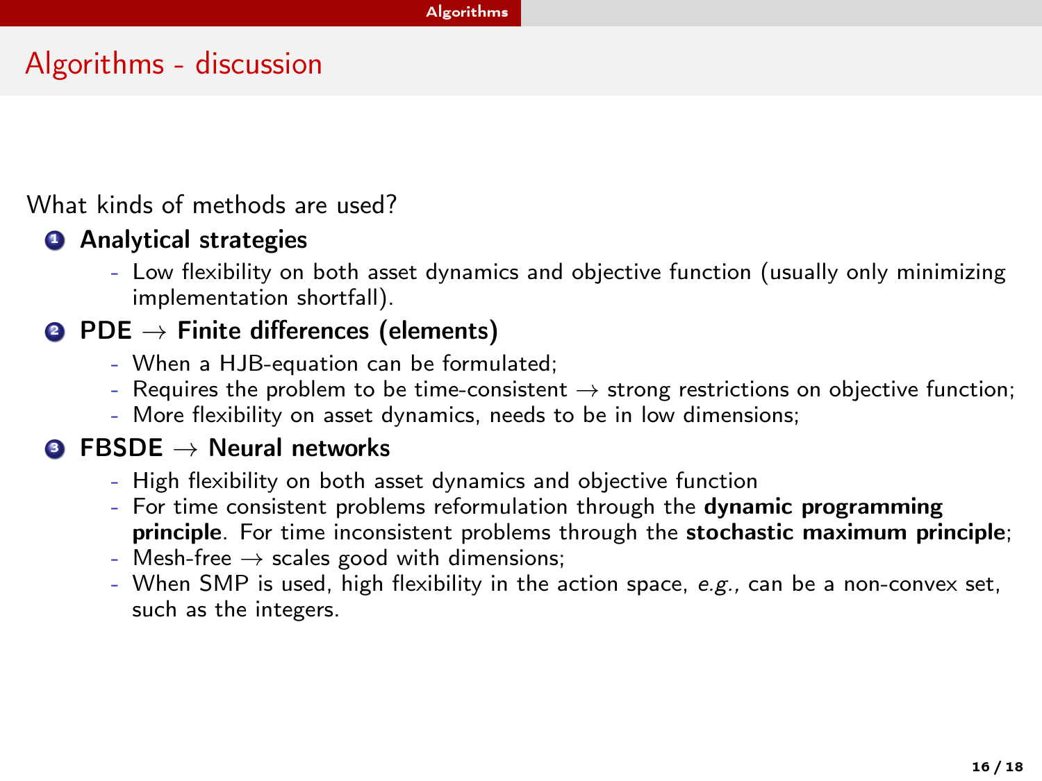## Algorithms - discussion

What kinds of methods are used?

1. **Analytical strategies**
   - Low flexibility on both asset dynamics and objective function (usually only minimizing implementation shortfall).
2. **PDE $\rightarrow$ Finite differences (elements)**
   - When a HJB-equation can be formulated;
   - Requires the problem to be time-consistent $\rightarrow$ strong restrictions on objective function;
   - More flexibility on asset dynamics, needs to be in low dimensions;
3. **FBSDE $\rightarrow$ Neural networks**
   - High flexibility on both asset dynamics and objective function
   - For time consistent problems reformulation through the **dynamic programming principle**. For time inconsistent problems through the **stochastic maximum principle**;
   - Mesh-free $\rightarrow$ scales good with dimensions;
   - When SMP is used, high flexibility in the action space, *e.g.,* can be a non-convex set, such as the integers.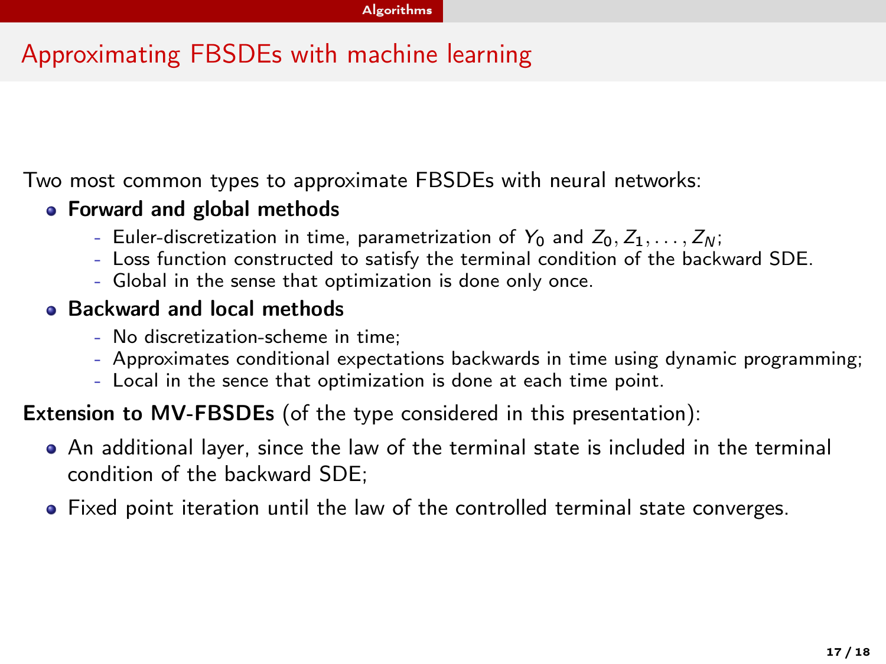## Approximating FBSDEs with machine learning

Two most common types to approximate FBSDEs with neural networks:

- **Forward and global methods**
  - Euler-discretization in time, parametrization of $Y_0$ and $Z_0, Z_1, \ldots, Z_N$;
  - Loss function constructed to satisfy the terminal condition of the backward SDE.
  - Global in the sense that optimization is done only once.
- **Backward and local methods**
  - No discretization-scheme in time;
  - Approximates conditional expectations backwards in time using dynamic programming;
  - Local in the sence that optimization is done at each time point.

**Extension to MV-FBSDEs** (of the type considered in this presentation):

- An additional layer, since the law of the terminal state is included in the terminal condition of the backward SDE;
- Fixed point iteration until the law of the controlled terminal state converges.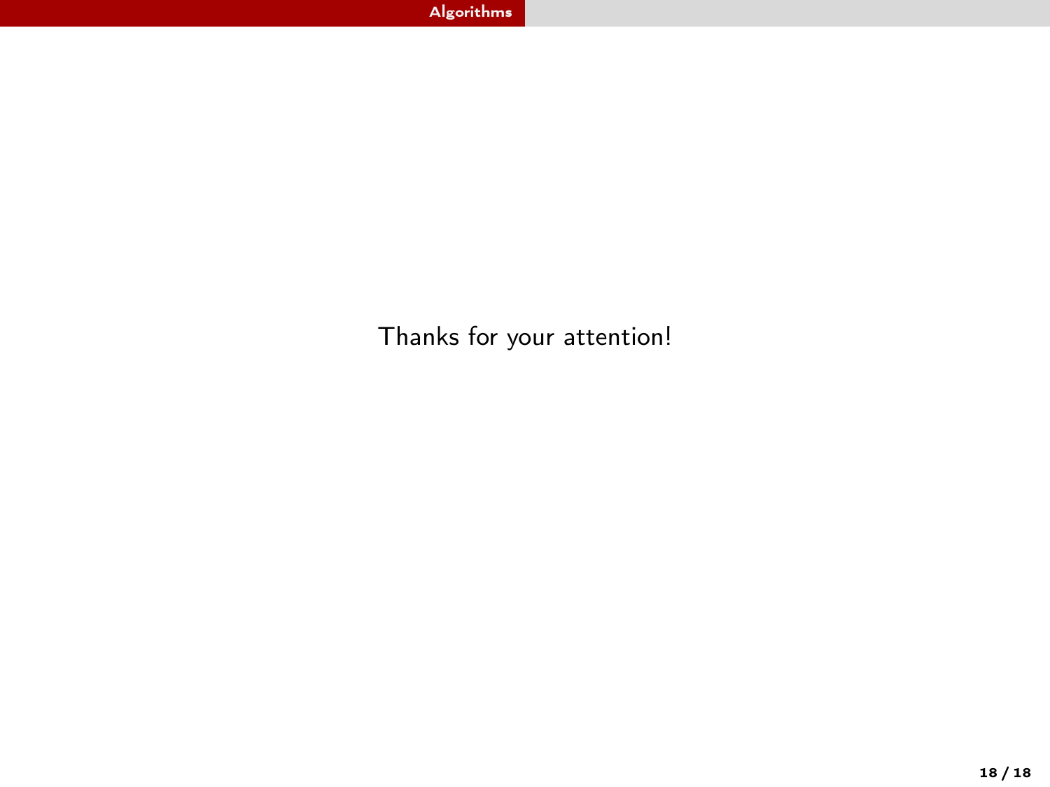Thanks for your attention!